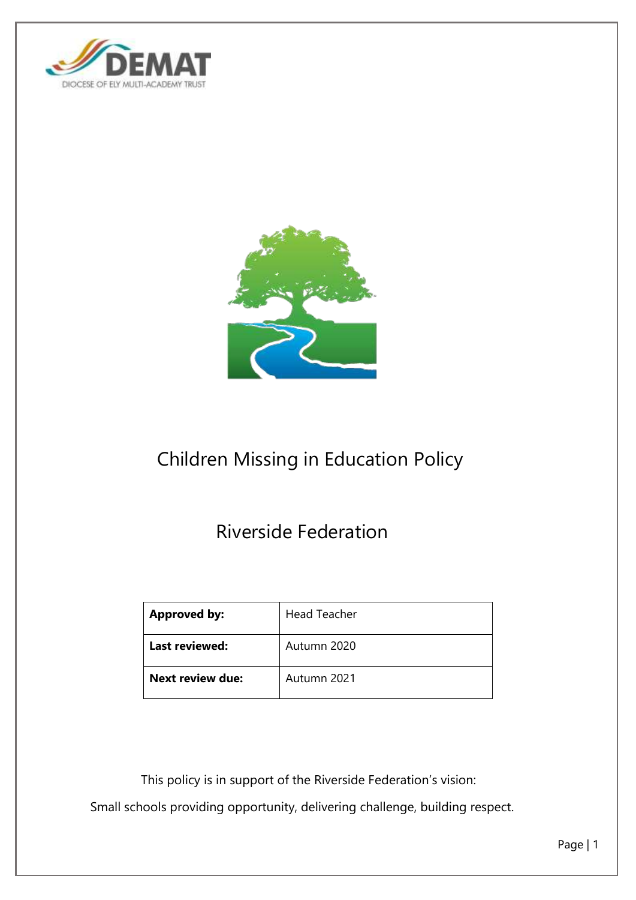# Children Missing in Education Policy

## Riverside Federation

| Approved by: | Head Teacher |
| --- | --- |
| Last reviewed: | Autumn 2020 |
| Next review due: | Autumn 2021 |

This policy is in support of the Riverside Federation's vision:

Small schools providing opportunity, delivering challenge, building respect.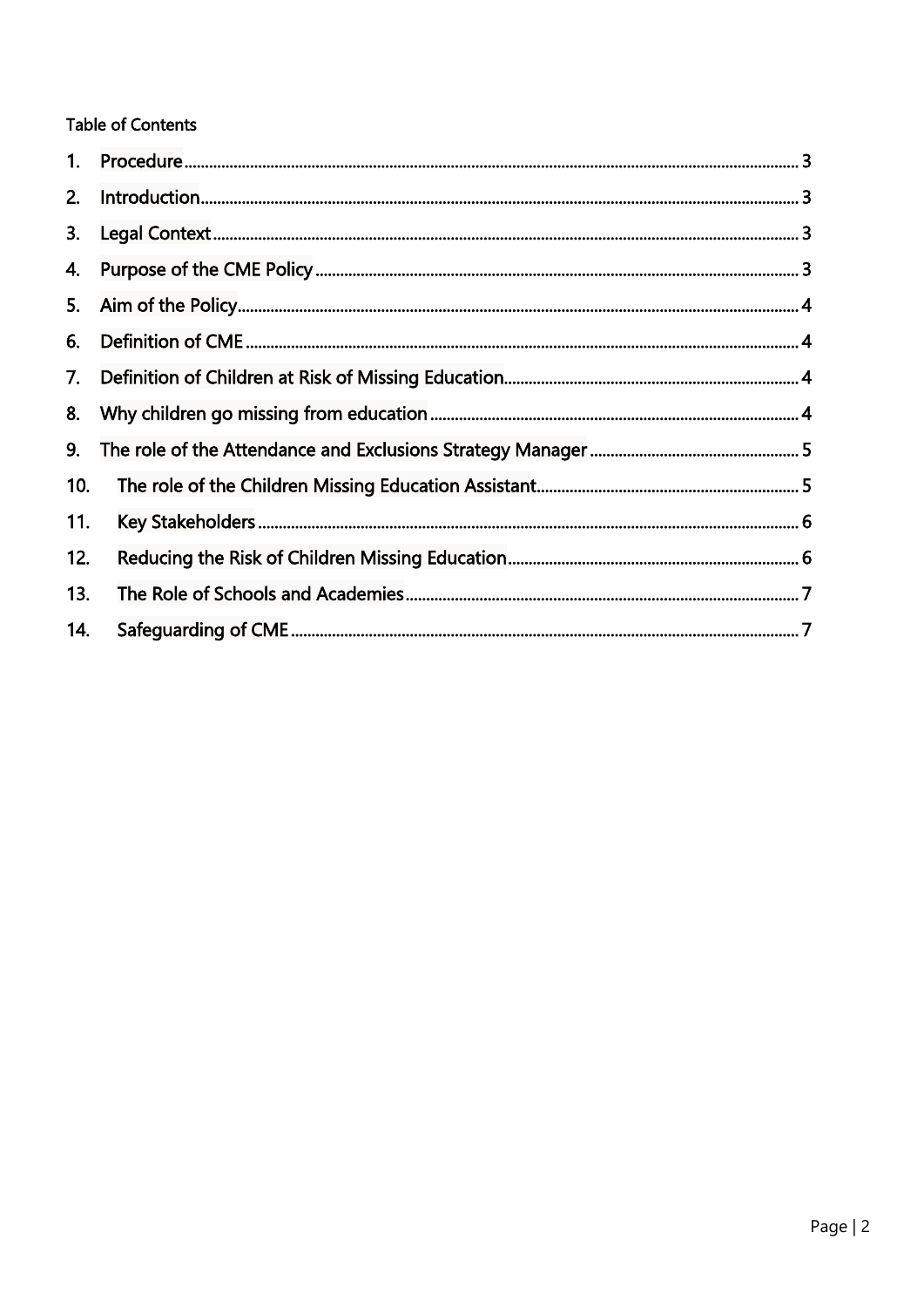Table of Contents

| | | |
|---|---|---|
| 1. | Procedure | 3 |
| 2. | Introduction | 3 |
| 3. | Legal Context | 3 |
| 4. | Purpose of the CME Policy | 3 |
| 5. | Aim of the Policy | 4 |
| 6. | Definition of CME | 4 |
| 7. | Definition of Children at Risk of Missing Education | 4 |
| 8. | Why children go missing from education | 4 |
| 9. | The role of the Attendance and Exclusions Strategy Manager | 5 |
| 10. | The role of the Children Missing Education Assistant | 5 |
| 11. | Key Stakeholders | 6 |
| 12. | Reducing the Risk of Children Missing Education | 6 |
| 13. | The Role of Schools and Academies | 7 |
| 14. | Safeguarding of CME | 7 |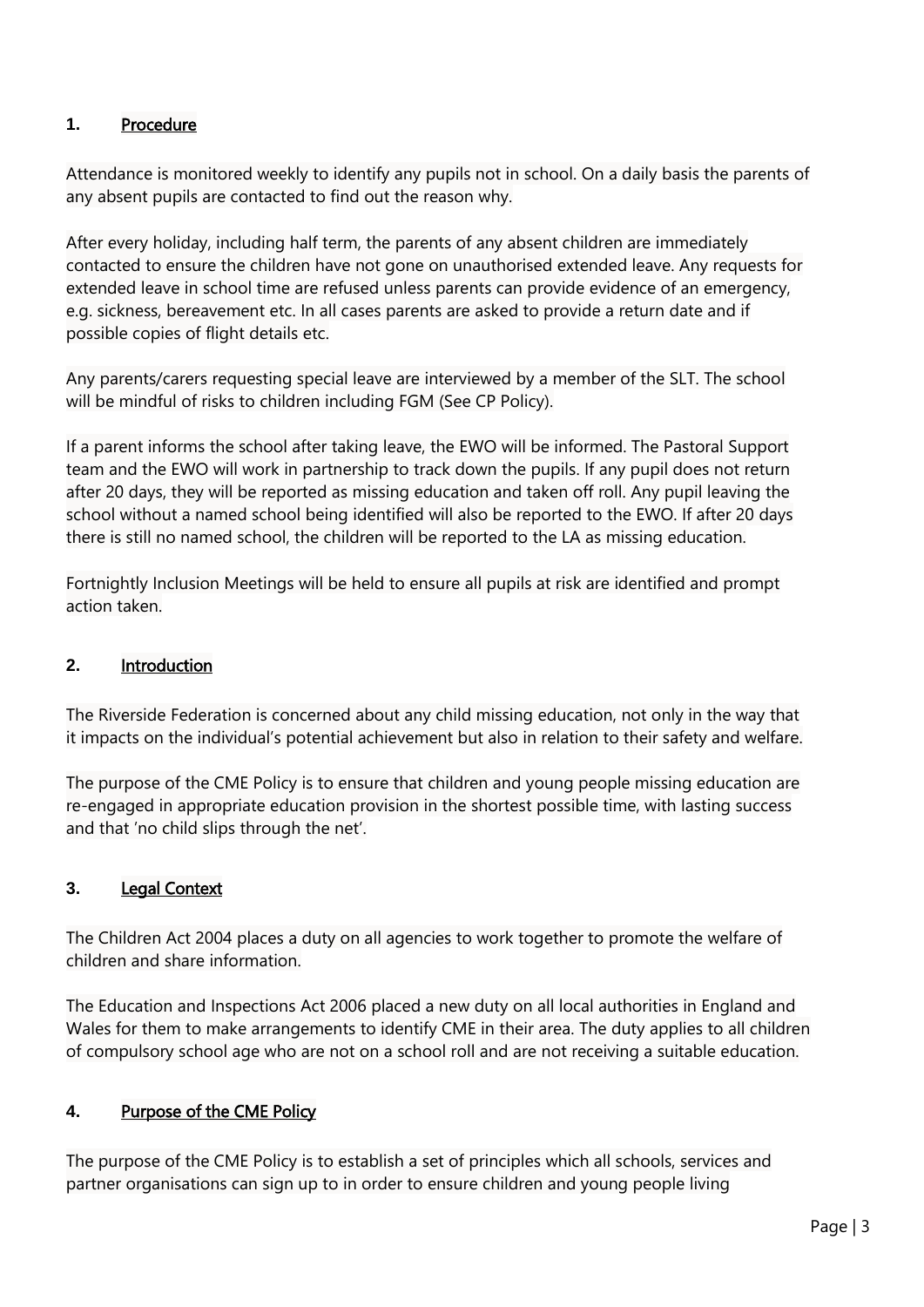## 1. Procedure

Attendance is monitored weekly to identify any pupils not in school. On a daily basis the parents of any absent pupils are contacted to find out the reason why.

After every holiday, including half term, the parents of any absent children are immediately contacted to ensure the children have not gone on unauthorised extended leave. Any requests for extended leave in school time are refused unless parents can provide evidence of an emergency, e.g. sickness, bereavement etc. In all cases parents are asked to provide a return date and if possible copies of flight details etc.

Any parents/carers requesting special leave are interviewed by a member of the SLT. The school will be mindful of risks to children including FGM (See CP Policy).

If a parent informs the school after taking leave, the EWO will be informed. The Pastoral Support team and the EWO will work in partnership to track down the pupils. If any pupil does not return after 20 days, they will be reported as missing education and taken off roll. Any pupil leaving the school without a named school being identified will also be reported to the EWO. If after 20 days there is still no named school, the children will be reported to the LA as missing education.

Fortnightly Inclusion Meetings will be held to ensure all pupils at risk are identified and prompt action taken.

## 2. Introduction

The Riverside Federation is concerned about any child missing education, not only in the way that it impacts on the individual's potential achievement but also in relation to their safety and welfare.

The purpose of the CME Policy is to ensure that children and young people missing education are re-engaged in appropriate education provision in the shortest possible time, with lasting success and that 'no child slips through the net'.

## 3. Legal Context

The Children Act 2004 places a duty on all agencies to work together to promote the welfare of children and share information.

The Education and Inspections Act 2006 placed a new duty on all local authorities in England and Wales for them to make arrangements to identify CME in their area. The duty applies to all children of compulsory school age who are not on a school roll and are not receiving a suitable education.

## 4. Purpose of the CME Policy

The purpose of the CME Policy is to establish a set of principles which all schools, services and partner organisations can sign up to in order to ensure children and young people living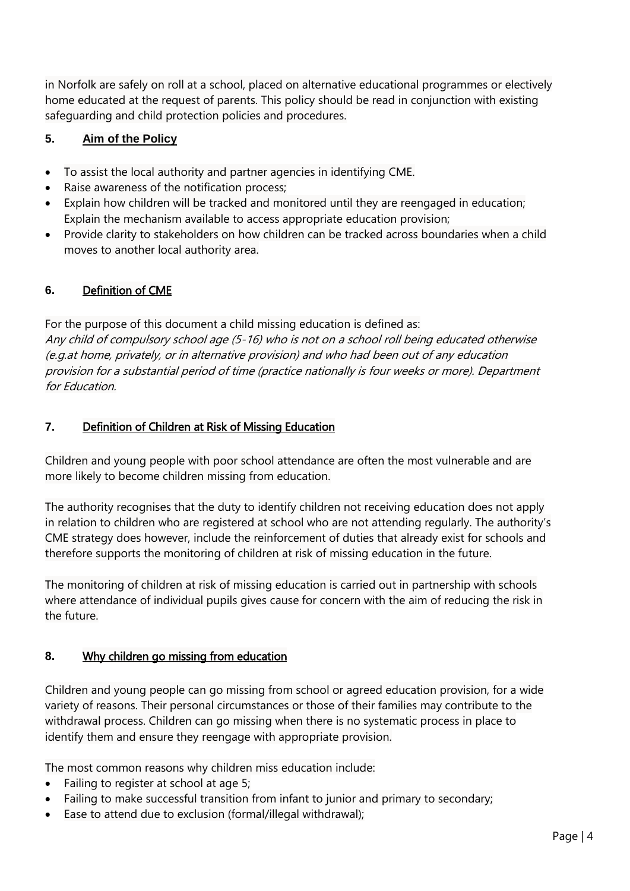in Norfolk are safely on roll at a school, placed on alternative educational programmes or electively home educated at the request of parents. This policy should be read in conjunction with existing safeguarding and child protection policies and procedures.

## 5. Aim of the Policy

- To assist the local authority and partner agencies in identifying CME.
- Raise awareness of the notification process;
- Explain how children will be tracked and monitored until they are reengaged in education; Explain the mechanism available to access appropriate education provision;
- Provide clarity to stakeholders on how children can be tracked across boundaries when a child moves to another local authority area.

## 6. Definition of CME

For the purpose of this document a child missing education is defined as:
*Any child of compulsory school age (5-16) who is not on a school roll being educated otherwise (e.g.at home, privately, or in alternative provision) and who had been out of any education provision for a substantial period of time (practice nationally is four weeks or more). Department for Education.*

## 7. Definition of Children at Risk of Missing Education

Children and young people with poor school attendance are often the most vulnerable and are more likely to become children missing from education.

The authority recognises that the duty to identify children not receiving education does not apply in relation to children who are registered at school who are not attending regularly. The authority's CME strategy does however, include the reinforcement of duties that already exist for schools and therefore supports the monitoring of children at risk of missing education in the future.

The monitoring of children at risk of missing education is carried out in partnership with schools where attendance of individual pupils gives cause for concern with the aim of reducing the risk in the future.

## 8. Why children go missing from education

Children and young people can go missing from school or agreed education provision, for a wide variety of reasons. Their personal circumstances or those of their families may contribute to the withdrawal process. Children can go missing when there is no systematic process in place to identify them and ensure they reengage with appropriate provision.

The most common reasons why children miss education include:

- Failing to register at school at age 5;
- Failing to make successful transition from infant to junior and primary to secondary;
- Ease to attend due to exclusion (formal/illegal withdrawal);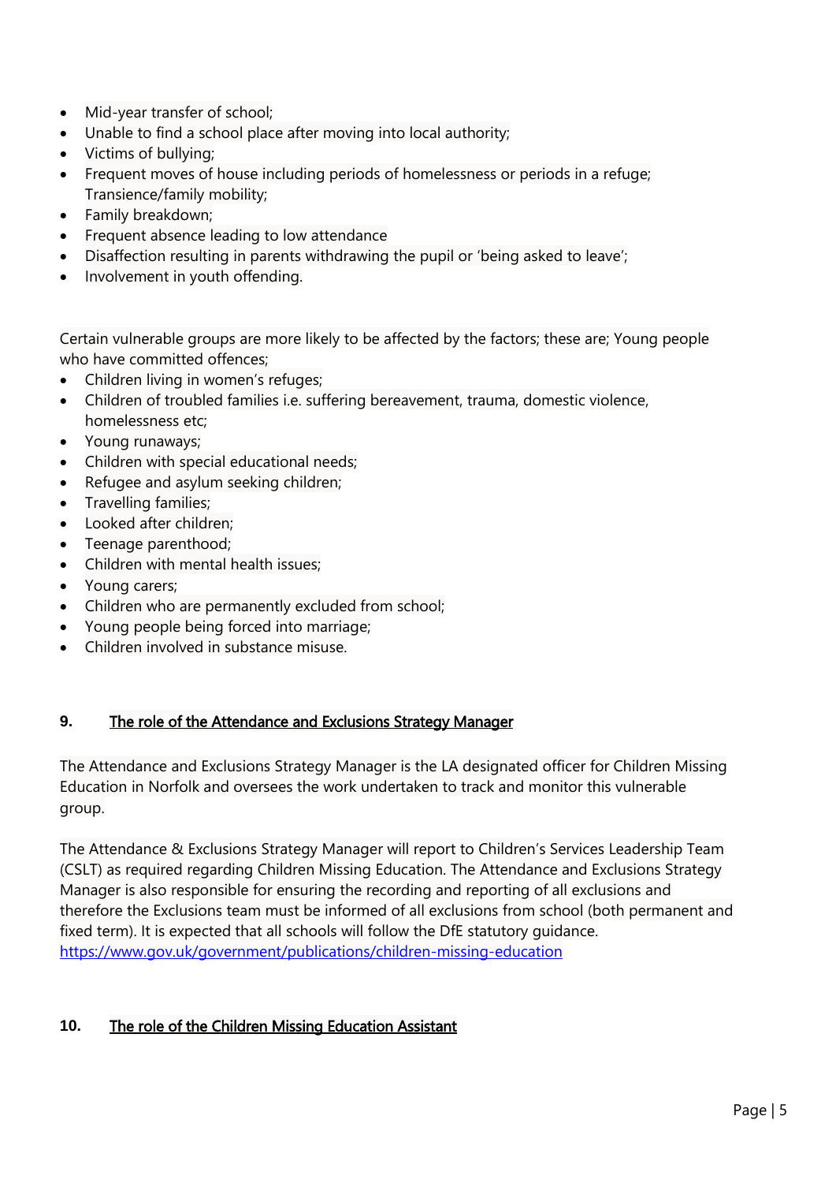- Mid-year transfer of school;
- Unable to find a school place after moving into local authority;
- Victims of bullying;
- Frequent moves of house including periods of homelessness or periods in a refuge; Transience/family mobility;
- Family breakdown;
- Frequent absence leading to low attendance
- Disaffection resulting in parents withdrawing the pupil or 'being asked to leave';
- Involvement in youth offending.

Certain vulnerable groups are more likely to be affected by the factors; these are; Young people who have committed offences;

- Children living in women's refuges;
- Children of troubled families i.e. suffering bereavement, trauma, domestic violence, homelessness etc;
- Young runaways;
- Children with special educational needs;
- Refugee and asylum seeking children;
- Travelling families;
- Looked after children;
- Teenage parenthood;
- Children with mental health issues;
- Young carers;
- Children who are permanently excluded from school;
- Young people being forced into marriage;
- Children involved in substance misuse.

## 9. The role of the Attendance and Exclusions Strategy Manager

The Attendance and Exclusions Strategy Manager is the LA designated officer for Children Missing Education in Norfolk and oversees the work undertaken to track and monitor this vulnerable group.

The Attendance & Exclusions Strategy Manager will report to Children's Services Leadership Team (CSLT) as required regarding Children Missing Education. The Attendance and Exclusions Strategy Manager is also responsible for ensuring the recording and reporting of all exclusions and therefore the Exclusions team must be informed of all exclusions from school (both permanent and fixed term). It is expected that all schools will follow the DfE statutory guidance. https://www.gov.uk/government/publications/children-missing-education

## 10. The role of the Children Missing Education Assistant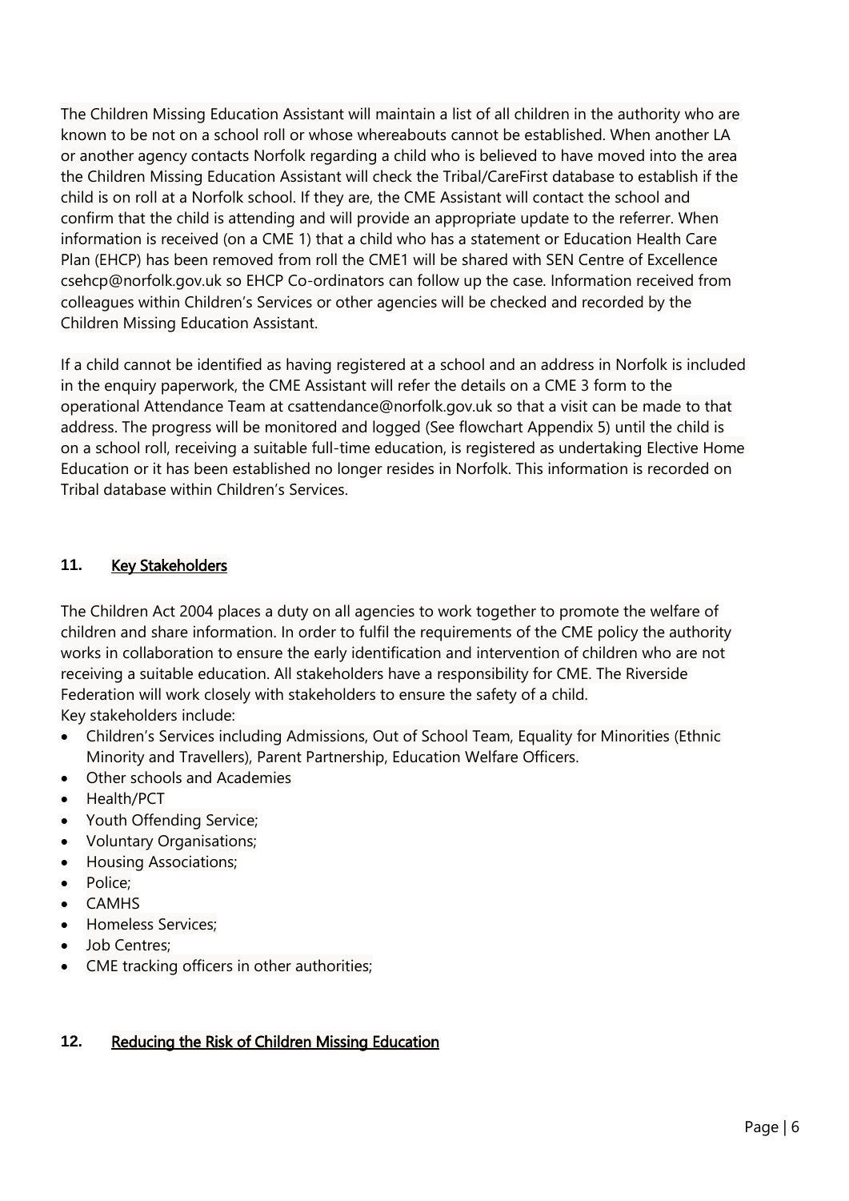The Children Missing Education Assistant will maintain a list of all children in the authority who are known to be not on a school roll or whose whereabouts cannot be established. When another LA or another agency contacts Norfolk regarding a child who is believed to have moved into the area the Children Missing Education Assistant will check the Tribal/CareFirst database to establish if the child is on roll at a Norfolk school. If they are, the CME Assistant will contact the school and confirm that the child is attending and will provide an appropriate update to the referrer. When information is received (on a CME 1) that a child who has a statement or Education Health Care Plan (EHCP) has been removed from roll the CME1 will be shared with SEN Centre of Excellence csehcp@norfolk.gov.uk so EHCP Co-ordinators can follow up the case. Information received from colleagues within Children's Services or other agencies will be checked and recorded by the Children Missing Education Assistant.

If a child cannot be identified as having registered at a school and an address in Norfolk is included in the enquiry paperwork, the CME Assistant will refer the details on a CME 3 form to the operational Attendance Team at csattendance@norfolk.gov.uk so that a visit can be made to that address. The progress will be monitored and logged (See flowchart Appendix 5) until the child is on a school roll, receiving a suitable full-time education, is registered as undertaking Elective Home Education or it has been established no longer resides in Norfolk. This information is recorded on Tribal database within Children's Services.

## 11. Key Stakeholders

The Children Act 2004 places a duty on all agencies to work together to promote the welfare of children and share information. In order to fulfil the requirements of the CME policy the authority works in collaboration to ensure the early identification and intervention of children who are not receiving a suitable education. All stakeholders have a responsibility for CME. The Riverside Federation will work closely with stakeholders to ensure the safety of a child.
Key stakeholders include:

- Children's Services including Admissions, Out of School Team, Equality for Minorities (Ethnic Minority and Travellers), Parent Partnership, Education Welfare Officers.
- Other schools and Academies
- Health/PCT
- Youth Offending Service;
- Voluntary Organisations;
- Housing Associations;
- Police;
- CAMHS
- Homeless Services;
- Job Centres;
- CME tracking officers in other authorities;

## 12. Reducing the Risk of Children Missing Education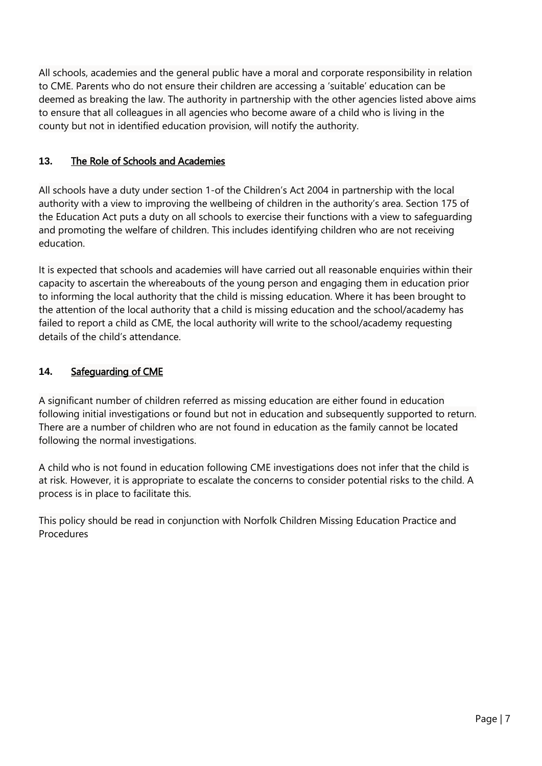All schools, academies and the general public have a moral and corporate responsibility in relation to CME. Parents who do not ensure their children are accessing a 'suitable' education can be deemed as breaking the law. The authority in partnership with the other agencies listed above aims to ensure that all colleagues in all agencies who become aware of a child who is living in the county but not in identified education provision, will notify the authority.

## 13. The Role of Schools and Academies

All schools have a duty under section 1-of the Children's Act 2004 in partnership with the local authority with a view to improving the wellbeing of children in the authority's area. Section 175 of the Education Act puts a duty on all schools to exercise their functions with a view to safeguarding and promoting the welfare of children. This includes identifying children who are not receiving education.

It is expected that schools and academies will have carried out all reasonable enquiries within their capacity to ascertain the whereabouts of the young person and engaging them in education prior to informing the local authority that the child is missing education. Where it has been brought to the attention of the local authority that a child is missing education and the school/academy has failed to report a child as CME, the local authority will write to the school/academy requesting details of the child's attendance.

## 14. Safeguarding of CME

A significant number of children referred as missing education are either found in education following initial investigations or found but not in education and subsequently supported to return. There are a number of children who are not found in education as the family cannot be located following the normal investigations.

A child who is not found in education following CME investigations does not infer that the child is at risk. However, it is appropriate to escalate the concerns to consider potential risks to the child. A process is in place to facilitate this.

This policy should be read in conjunction with Norfolk Children Missing Education Practice and Procedures